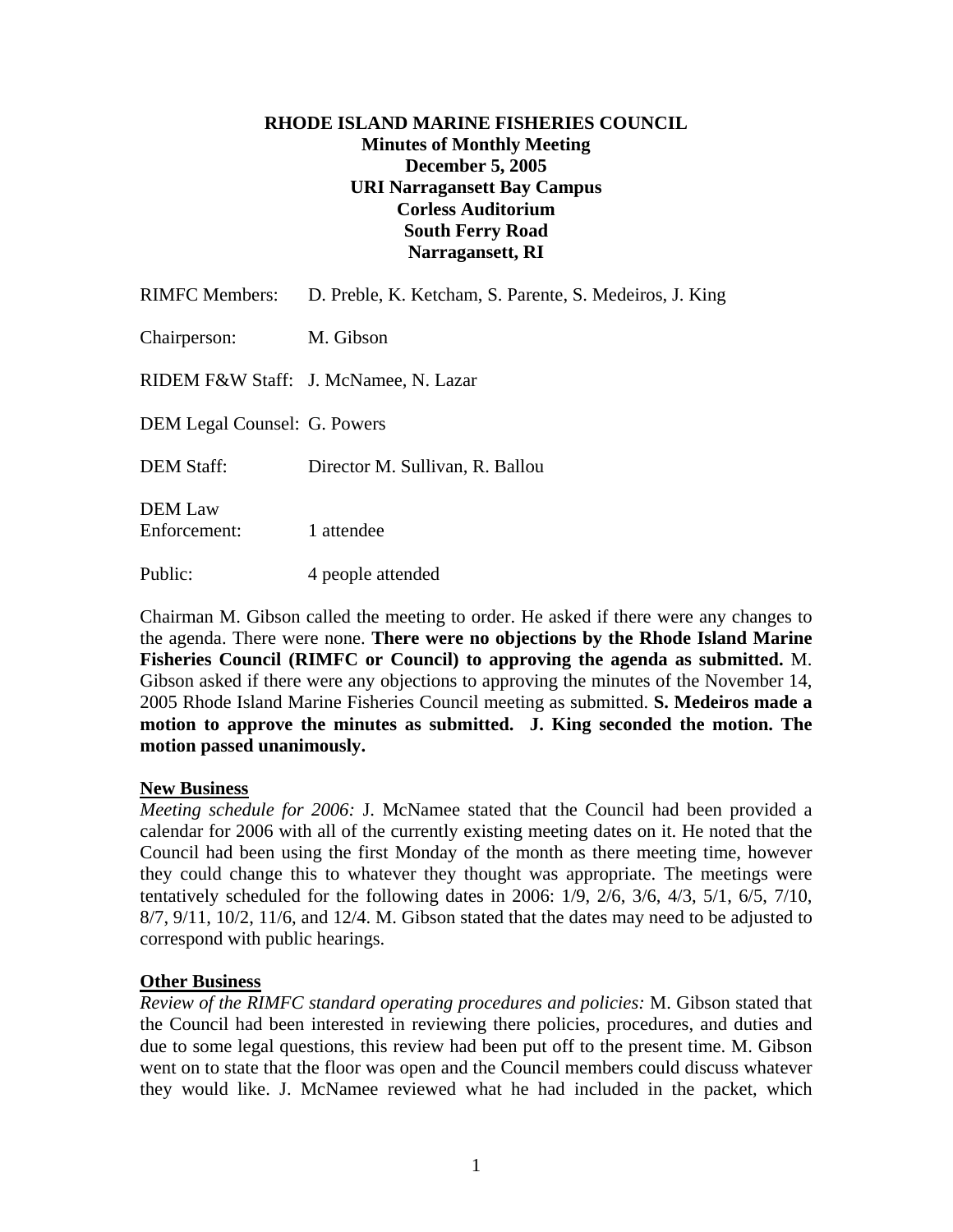**RHODE ISLAND MARINE FISHERIES COUNCIL**
**Minutes of Monthly Meeting**
**December 5, 2005**
**URI Narragansett Bay Campus**
**Corless Auditorium**
**South Ferry Road**
**Narragansett, RI**

RIMFC Members: D. Preble, K. Ketcham, S. Parente, S. Medeiros, J. King

Chairperson: M. Gibson

RIDEM F&W Staff: J. McNamee, N. Lazar

DEM Legal Counsel: G. Powers

DEM Staff: Director M. Sullivan, R. Ballou

DEM Law Enforcement: 1 attendee

Public: 4 people attended

Chairman M. Gibson called the meeting to order. He asked if there were any changes to the agenda. There were none. **There were no objections by the Rhode Island Marine Fisheries Council (RIMFC or Council) to approving the agenda as submitted.** M. Gibson asked if there were any objections to approving the minutes of the November 14, 2005 Rhode Island Marine Fisheries Council meeting as submitted. **S. Medeiros made a motion to approve the minutes as submitted. J. King seconded the motion. The motion passed unanimously.**

**New Business**

*Meeting schedule for 2006:* J. McNamee stated that the Council had been provided a calendar for 2006 with all of the currently existing meeting dates on it. He noted that the Council had been using the first Monday of the month as there meeting time, however they could change this to whatever they thought was appropriate. The meetings were tentatively scheduled for the following dates in 2006: 1/9, 2/6, 3/6, 4/3, 5/1, 6/5, 7/10, 8/7, 9/11, 10/2, 11/6, and 12/4. M. Gibson stated that the dates may need to be adjusted to correspond with public hearings.

**Other Business**

*Review of the RIMFC standard operating procedures and policies:* M. Gibson stated that the Council had been interested in reviewing there policies, procedures, and duties and due to some legal questions, this review had been put off to the present time. M. Gibson went on to state that the floor was open and the Council members could discuss whatever they would like. J. McNamee reviewed what he had included in the packet, which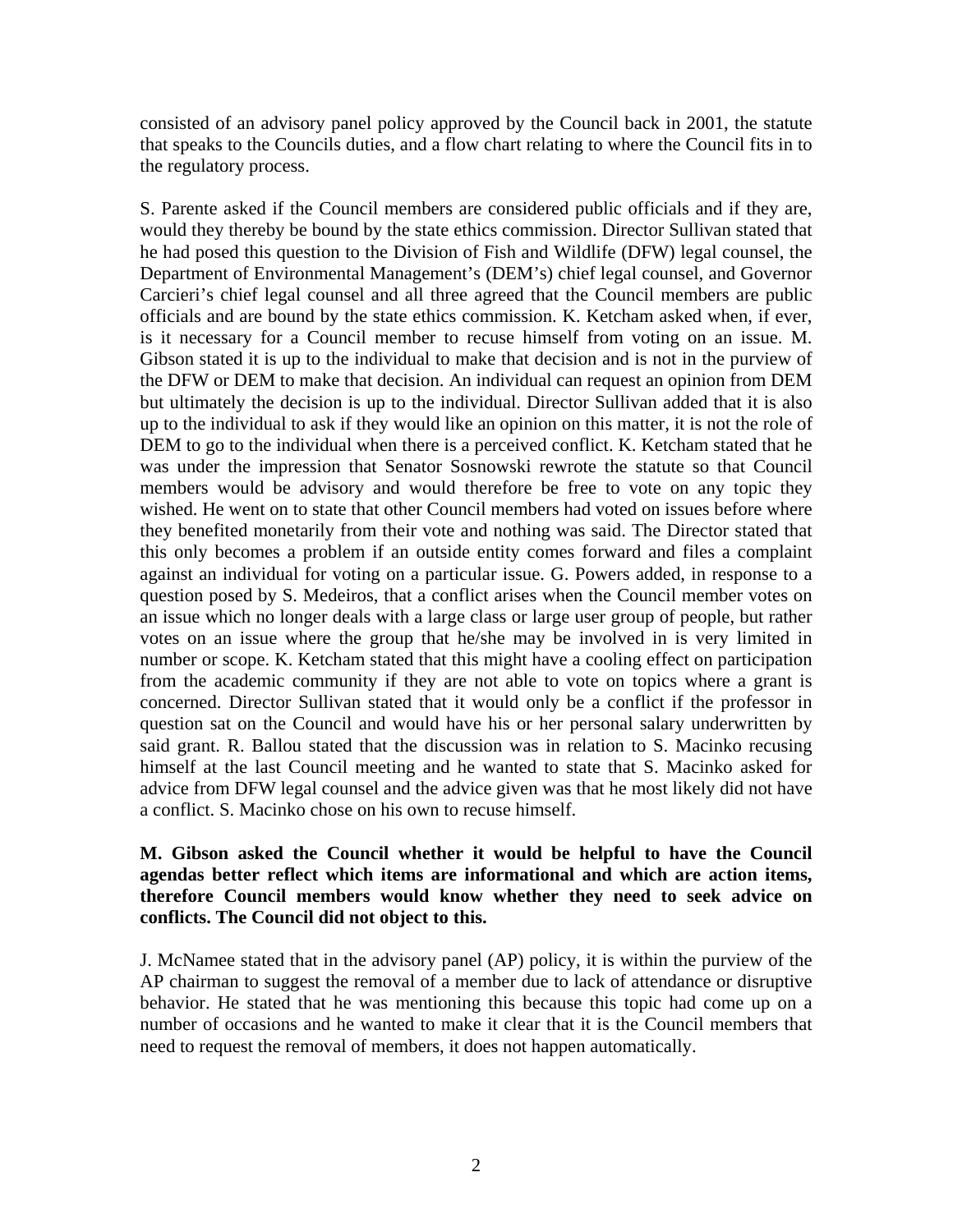consisted of an advisory panel policy approved by the Council back in 2001, the statute that speaks to the Councils duties, and a flow chart relating to where the Council fits in to the regulatory process.

S. Parente asked if the Council members are considered public officials and if they are, would they thereby be bound by the state ethics commission. Director Sullivan stated that he had posed this question to the Division of Fish and Wildlife (DFW) legal counsel, the Department of Environmental Management's (DEM's) chief legal counsel, and Governor Carcieri's chief legal counsel and all three agreed that the Council members are public officials and are bound by the state ethics commission. K. Ketcham asked when, if ever, is it necessary for a Council member to recuse himself from voting on an issue. M. Gibson stated it is up to the individual to make that decision and is not in the purview of the DFW or DEM to make that decision. An individual can request an opinion from DEM but ultimately the decision is up to the individual. Director Sullivan added that it is also up to the individual to ask if they would like an opinion on this matter, it is not the role of DEM to go to the individual when there is a perceived conflict. K. Ketcham stated that he was under the impression that Senator Sosnowski rewrote the statute so that Council members would be advisory and would therefore be free to vote on any topic they wished. He went on to state that other Council members had voted on issues before where they benefited monetarily from their vote and nothing was said. The Director stated that this only becomes a problem if an outside entity comes forward and files a complaint against an individual for voting on a particular issue. G. Powers added, in response to a question posed by S. Medeiros, that a conflict arises when the Council member votes on an issue which no longer deals with a large class or large user group of people, but rather votes on an issue where the group that he/she may be involved in is very limited in number or scope. K. Ketcham stated that this might have a cooling effect on participation from the academic community if they are not able to vote on topics where a grant is concerned. Director Sullivan stated that it would only be a conflict if the professor in question sat on the Council and would have his or her personal salary underwritten by said grant. R. Ballou stated that the discussion was in relation to S. Macinko recusing himself at the last Council meeting and he wanted to state that S. Macinko asked for advice from DFW legal counsel and the advice given was that he most likely did not have a conflict. S. Macinko chose on his own to recuse himself.

**M. Gibson asked the Council whether it would be helpful to have the Council agendas better reflect which items are informational and which are action items, therefore Council members would know whether they need to seek advice on conflicts. The Council did not object to this.**

J. McNamee stated that in the advisory panel (AP) policy, it is within the purview of the AP chairman to suggest the removal of a member due to lack of attendance or disruptive behavior. He stated that he was mentioning this because this topic had come up on a number of occasions and he wanted to make it clear that it is the Council members that need to request the removal of members, it does not happen automatically.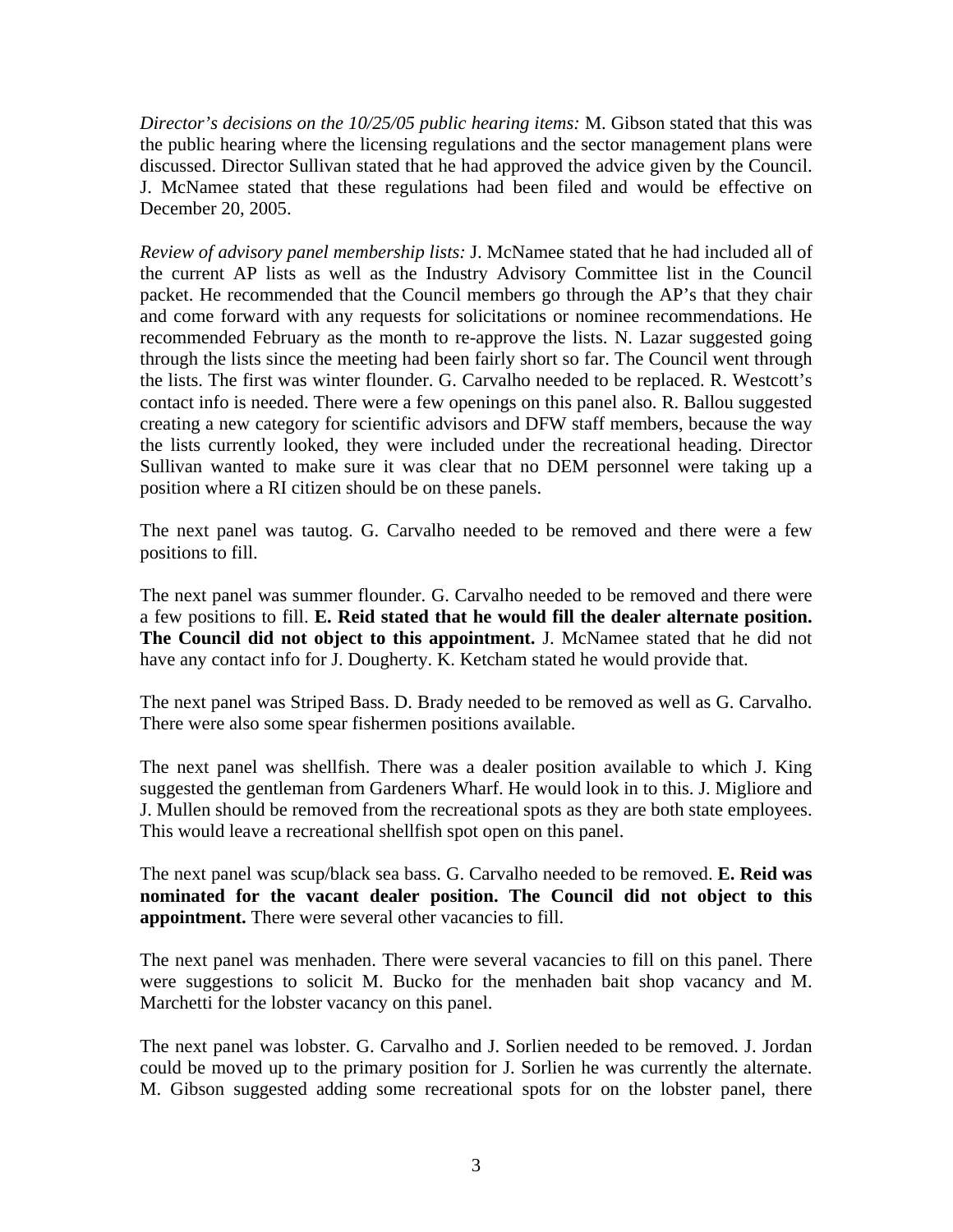*Director's decisions on the 10/25/05 public hearing items:* M. Gibson stated that this was the public hearing where the licensing regulations and the sector management plans were discussed. Director Sullivan stated that he had approved the advice given by the Council. J. McNamee stated that these regulations had been filed and would be effective on December 20, 2005.

*Review of advisory panel membership lists:* J. McNamee stated that he had included all of the current AP lists as well as the Industry Advisory Committee list in the Council packet. He recommended that the Council members go through the AP's that they chair and come forward with any requests for solicitations or nominee recommendations. He recommended February as the month to re-approve the lists. N. Lazar suggested going through the lists since the meeting had been fairly short so far. The Council went through the lists. The first was winter flounder. G. Carvalho needed to be replaced. R. Westcott's contact info is needed. There were a few openings on this panel also. R. Ballou suggested creating a new category for scientific advisors and DFW staff members, because the way the lists currently looked, they were included under the recreational heading. Director Sullivan wanted to make sure it was clear that no DEM personnel were taking up a position where a RI citizen should be on these panels.

The next panel was tautog. G. Carvalho needed to be removed and there were a few positions to fill.

The next panel was summer flounder. G. Carvalho needed to be removed and there were a few positions to fill. **E. Reid stated that he would fill the dealer alternate position. The Council did not object to this appointment.** J. McNamee stated that he did not have any contact info for J. Dougherty. K. Ketcham stated he would provide that.

The next panel was Striped Bass. D. Brady needed to be removed as well as G. Carvalho. There were also some spear fishermen positions available.

The next panel was shellfish. There was a dealer position available to which J. King suggested the gentleman from Gardeners Wharf. He would look in to this. J. Migliore and J. Mullen should be removed from the recreational spots as they are both state employees. This would leave a recreational shellfish spot open on this panel.

The next panel was scup/black sea bass. G. Carvalho needed to be removed. **E. Reid was nominated for the vacant dealer position. The Council did not object to this appointment.** There were several other vacancies to fill.

The next panel was menhaden. There were several vacancies to fill on this panel. There were suggestions to solicit M. Bucko for the menhaden bait shop vacancy and M. Marchetti for the lobster vacancy on this panel.

The next panel was lobster. G. Carvalho and J. Sorlien needed to be removed. J. Jordan could be moved up to the primary position for J. Sorlien he was currently the alternate. M. Gibson suggested adding some recreational spots for on the lobster panel, there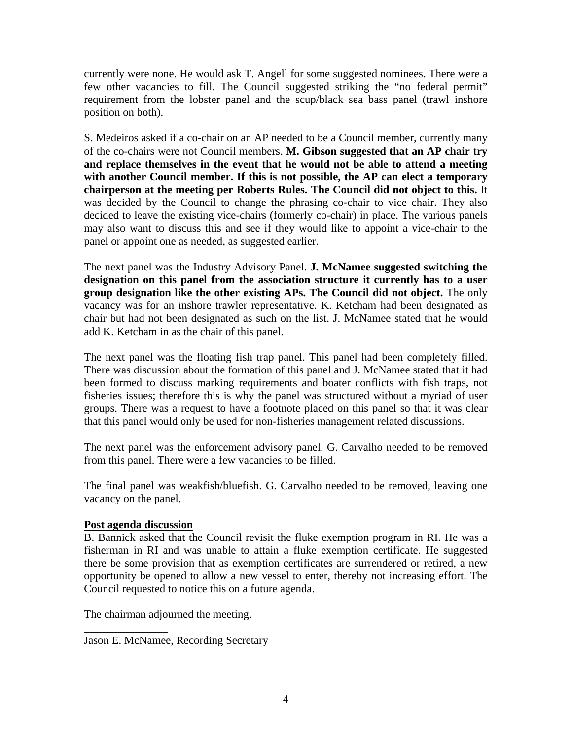currently were none. He would ask T. Angell for some suggested nominees. There were a few other vacancies to fill. The Council suggested striking the "no federal permit" requirement from the lobster panel and the scup/black sea bass panel (trawl inshore position on both).

S. Medeiros asked if a co-chair on an AP needed to be a Council member, currently many of the co-chairs were not Council members. **M. Gibson suggested that an AP chair try and replace themselves in the event that he would not be able to attend a meeting with another Council member. If this is not possible, the AP can elect a temporary chairperson at the meeting per Roberts Rules. The Council did not object to this.** It was decided by the Council to change the phrasing co-chair to vice chair. They also decided to leave the existing vice-chairs (formerly co-chair) in place. The various panels may also want to discuss this and see if they would like to appoint a vice-chair to the panel or appoint one as needed, as suggested earlier.

The next panel was the Industry Advisory Panel. **J. McNamee suggested switching the designation on this panel from the association structure it currently has to a user group designation like the other existing APs. The Council did not object.** The only vacancy was for an inshore trawler representative. K. Ketcham had been designated as chair but had not been designated as such on the list. J. McNamee stated that he would add K. Ketcham in as the chair of this panel.

The next panel was the floating fish trap panel. This panel had been completely filled. There was discussion about the formation of this panel and J. McNamee stated that it had been formed to discuss marking requirements and boater conflicts with fish traps, not fisheries issues; therefore this is why the panel was structured without a myriad of user groups. There was a request to have a footnote placed on this panel so that it was clear that this panel would only be used for non-fisheries management related discussions.

The next panel was the enforcement advisory panel. G. Carvalho needed to be removed from this panel. There were a few vacancies to be filled.

The final panel was weakfish/bluefish. G. Carvalho needed to be removed, leaving one vacancy on the panel.

**Post agenda discussion**

B. Bannick asked that the Council revisit the fluke exemption program in RI. He was a fisherman in RI and was unable to attain a fluke exemption certificate. He suggested there be some provision that as exemption certificates are surrendered or retired, a new opportunity be opened to allow a new vessel to enter, thereby not increasing effort. The Council requested to notice this on a future agenda.

The chairman adjourned the meeting.

_______________

Jason E. McNamee, Recording Secretary